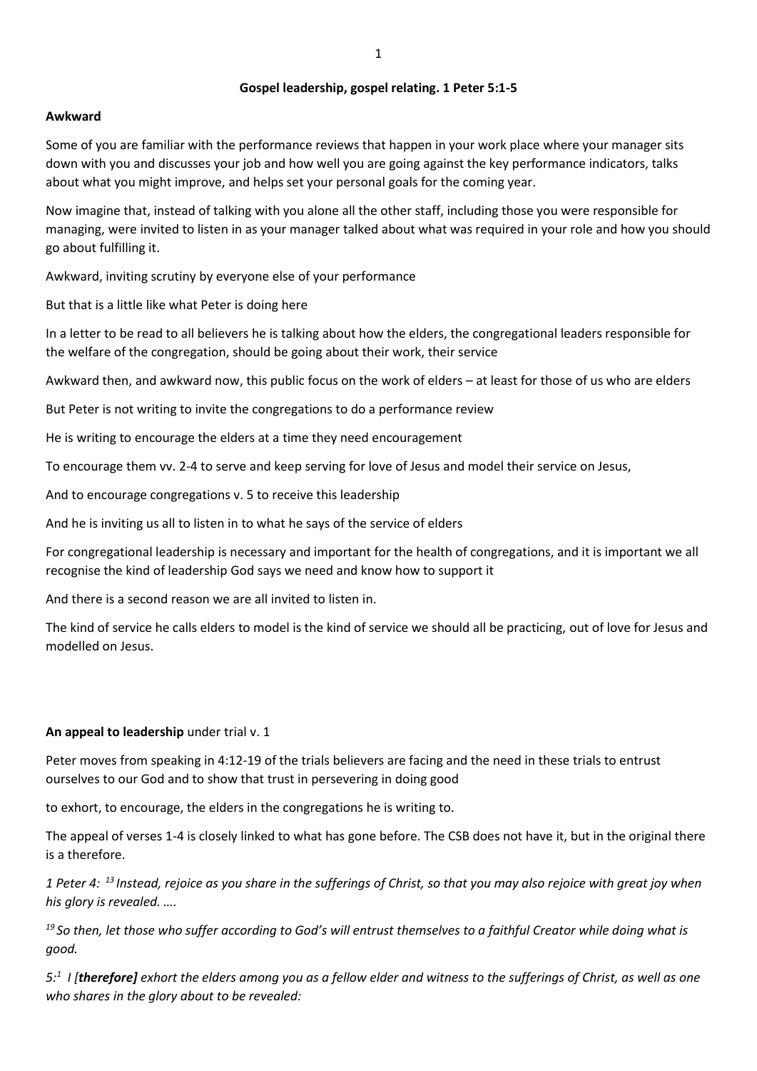**Gospel leadership, gospel relating. 1 Peter 5:1-5**

**Awkward**

Some of you are familiar with the performance reviews that happen in your work place where your manager sits down with you and discusses your job and how well you are going against the key performance indicators, talks about what you might improve, and helps set your personal goals for the coming year.

Now imagine that, instead of talking with you alone all the other staff, including those you were responsible for managing, were invited to listen in as your manager talked about what was required in your role and how you should go about fulfilling it.

Awkward, inviting scrutiny by everyone else of your performance

But that is a little like what Peter is doing here

In a letter to be read to all believers he is talking about how the elders, the congregational leaders responsible for the welfare of the congregation, should be going about their work, their service

Awkward then, and awkward now, this public focus on the work of elders – at least for those of us who are elders

But Peter is not writing to invite the congregations to do a performance review

He is writing to encourage the elders at a time they need encouragement

To encourage them vv. 2-4 to serve and keep serving for love of Jesus and model their service on Jesus,

And to encourage congregations v. 5 to receive this leadership

And he is inviting us all to listen in to what he says of the service of elders

For congregational leadership is necessary and important for the health of congregations, and it is important we all recognise the kind of leadership God says we need and know how to support it

And there is a second reason we are all invited to listen in.

The kind of service he calls elders to model is the kind of service we should all be practicing, out of love for Jesus and modelled on Jesus.

**An appeal to leadership** under trial v. 1

Peter moves from speaking in 4:12-19 of the trials believers are facing and the need in these trials to entrust ourselves to our God and to show that trust in persevering in doing good

to exhort, to encourage, the elders in the congregations he is writing to.

The appeal of verses 1-4 is closely linked to what has gone before. The CSB does not have it, but in the original there is a therefore.

*1 Peter 4: [13] Instead, rejoice as you share in the sufferings of Christ, so that you may also rejoice with great joy when his glory is revealed. ….*

*[19] So then, let those who suffer according to God's will entrust themselves to a faithful Creator while doing what is good.*

*5:[1] I [**therefore**] exhort the elders among you as a fellow elder and witness to the sufferings of Christ, as well as one who shares in the glory about to be revealed:*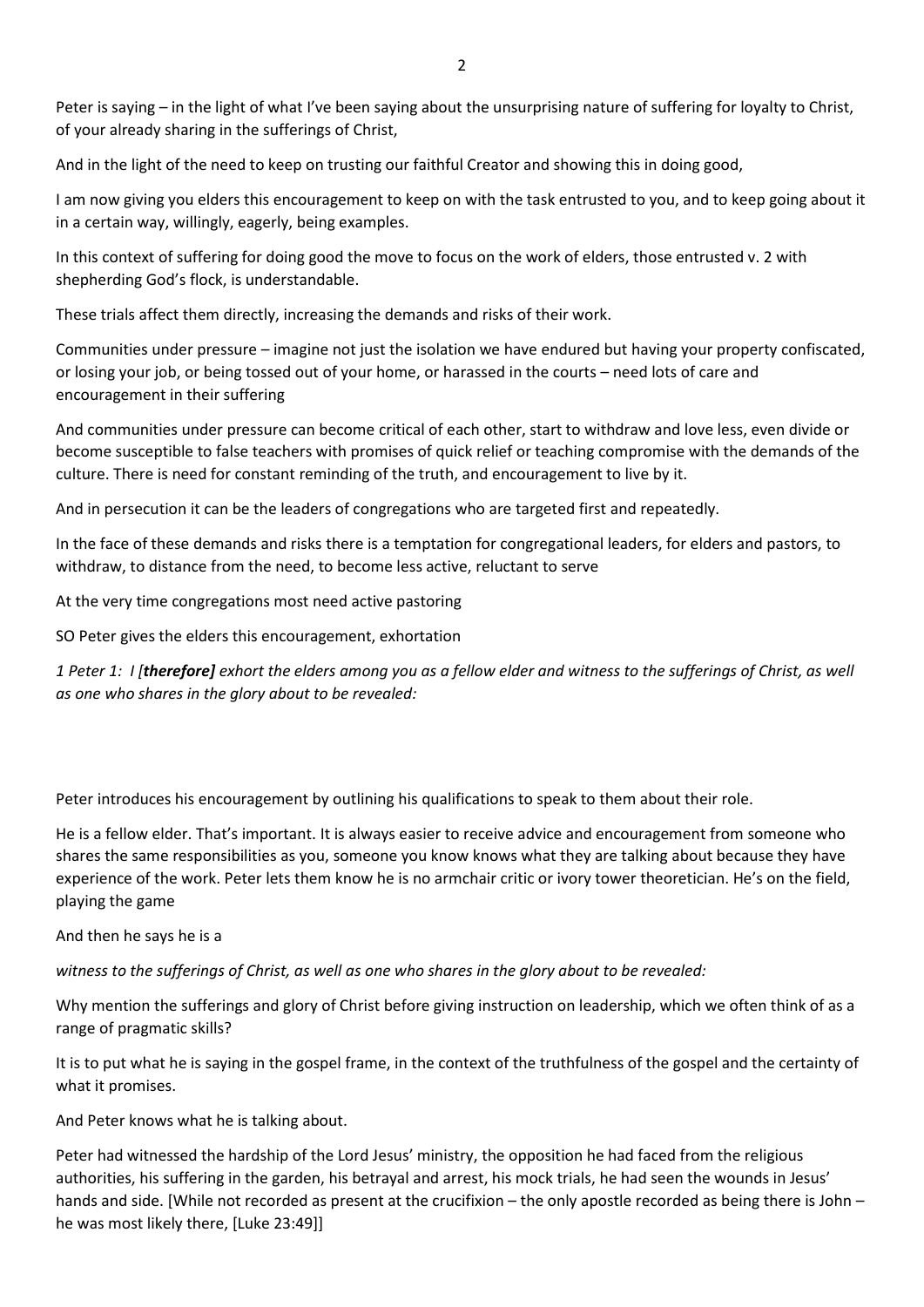Peter is saying – in the light of what I've been saying about the unsurprising nature of suffering for loyalty to Christ, of your already sharing in the sufferings of Christ,

And in the light of the need to keep on trusting our faithful Creator and showing this in doing good,

I am now giving you elders this encouragement to keep on with the task entrusted to you, and to keep going about it in a certain way, willingly, eagerly, being examples.

In this context of suffering for doing good the move to focus on the work of elders, those entrusted v. 2 with shepherding God's flock, is understandable.

These trials affect them directly, increasing the demands and risks of their work.

Communities under pressure – imagine not just the isolation we have endured but having your property confiscated, or losing your job, or being tossed out of your home, or harassed in the courts – need lots of care and encouragement in their suffering

And communities under pressure can become critical of each other, start to withdraw and love less, even divide or become susceptible to false teachers with promises of quick relief or teaching compromise with the demands of the culture. There is need for constant reminding of the truth, and encouragement to live by it.

And in persecution it can be the leaders of congregations who are targeted first and repeatedly.

In the face of these demands and risks there is a temptation for congregational leaders, for elders and pastors, to withdraw, to distance from the need, to become less active, reluctant to serve

At the very time congregations most need active pastoring

SO Peter gives the elders this encouragement, exhortation

*1 Peter 1: I [**therefore**] exhort the elders among you as a fellow elder and witness to the sufferings of Christ, as well as one who shares in the glory about to be revealed:*

Peter introduces his encouragement by outlining his qualifications to speak to them about their role.

He is a fellow elder. That's important. It is always easier to receive advice and encouragement from someone who shares the same responsibilities as you, someone you know knows what they are talking about because they have experience of the work. Peter lets them know he is no armchair critic or ivory tower theoretician. He's on the field, playing the game

And then he says he is a

*witness to the sufferings of Christ, as well as one who shares in the glory about to be revealed:*

Why mention the sufferings and glory of Christ before giving instruction on leadership, which we often think of as a range of pragmatic skills?

It is to put what he is saying in the gospel frame, in the context of the truthfulness of the gospel and the certainty of what it promises.

And Peter knows what he is talking about.

Peter had witnessed the hardship of the Lord Jesus' ministry, the opposition he had faced from the religious authorities, his suffering in the garden, his betrayal and arrest, his mock trials, he had seen the wounds in Jesus' hands and side. [While not recorded as present at the crucifixion – the only apostle recorded as being there is John – he was most likely there, [Luke 23:49]]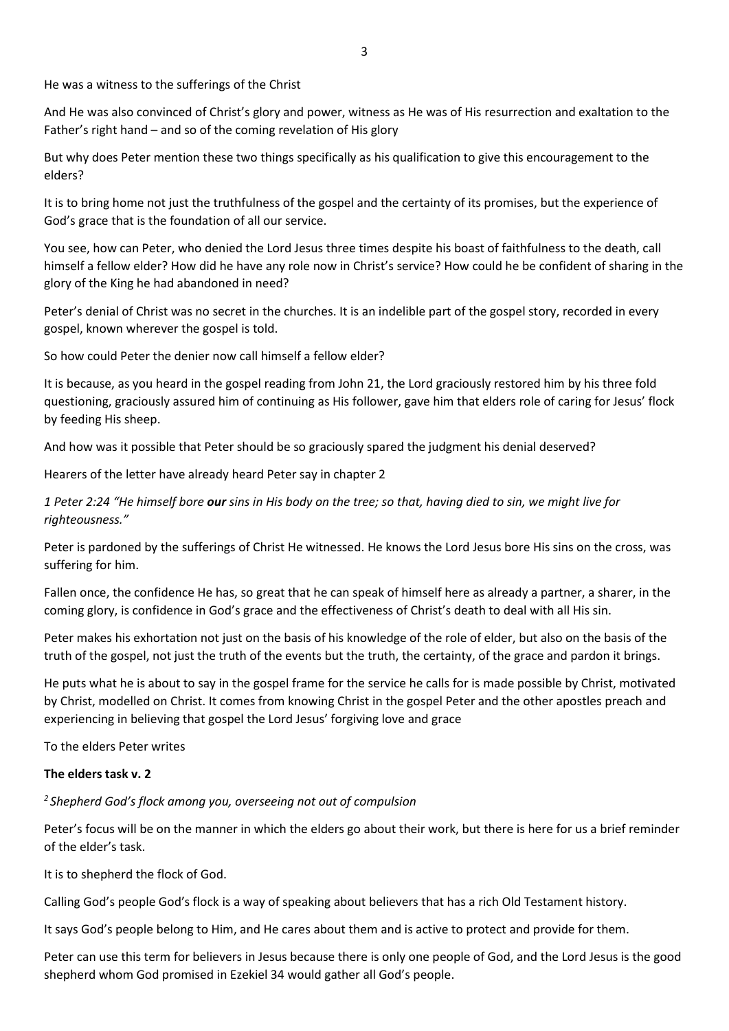He was a witness to the sufferings of the Christ

And He was also convinced of Christ's glory and power, witness as He was of His resurrection and exaltation to the Father's right hand – and so of the coming revelation of His glory

But why does Peter mention these two things specifically as his qualification to give this encouragement to the elders?

It is to bring home not just the truthfulness of the gospel and the certainty of its promises, but the experience of God's grace that is the foundation of all our service.

You see, how can Peter, who denied the Lord Jesus three times despite his boast of faithfulness to the death, call himself a fellow elder? How did he have any role now in Christ's service? How could he be confident of sharing in the glory of the King he had abandoned in need?

Peter's denial of Christ was no secret in the churches. It is an indelible part of the gospel story, recorded in every gospel, known wherever the gospel is told.

So how could Peter the denier now call himself a fellow elder?

It is because, as you heard in the gospel reading from John 21, the Lord graciously restored him by his three fold questioning, graciously assured him of continuing as His follower, gave him that elders role of caring for Jesus' flock by feeding His sheep.

And how was it possible that Peter should be so graciously spared the judgment his denial deserved?

Hearers of the letter have already heard Peter say in chapter 2

*1 Peter 2:24 "He himself bore* ***our*** *sins in His body on the tree; so that, having died to sin, we might live for righteousness."*

Peter is pardoned by the sufferings of Christ He witnessed. He knows the Lord Jesus bore His sins on the cross, was suffering for him.

Fallen once, the confidence He has, so great that he can speak of himself here as already a partner, a sharer, in the coming glory, is confidence in God's grace and the effectiveness of Christ's death to deal with all His sin.

Peter makes his exhortation not just on the basis of his knowledge of the role of elder, but also on the basis of the truth of the gospel, not just the truth of the events but the truth, the certainty, of the grace and pardon it brings.

He puts what he is about to say in the gospel frame for the service he calls for is made possible by Christ, motivated by Christ, modelled on Christ. It comes from knowing Christ in the gospel Peter and the other apostles preach and experiencing in believing that gospel the Lord Jesus' forgiving love and grace

To the elders Peter writes

**The elders task v. 2**

*[2] Shepherd God's flock among you, overseeing not out of compulsion*

Peter's focus will be on the manner in which the elders go about their work, but there is here for us a brief reminder of the elder's task.

It is to shepherd the flock of God.

Calling God's people God's flock is a way of speaking about believers that has a rich Old Testament history.

It says God's people belong to Him, and He cares about them and is active to protect and provide for them.

Peter can use this term for believers in Jesus because there is only one people of God, and the Lord Jesus is the good shepherd whom God promised in Ezekiel 34 would gather all God's people.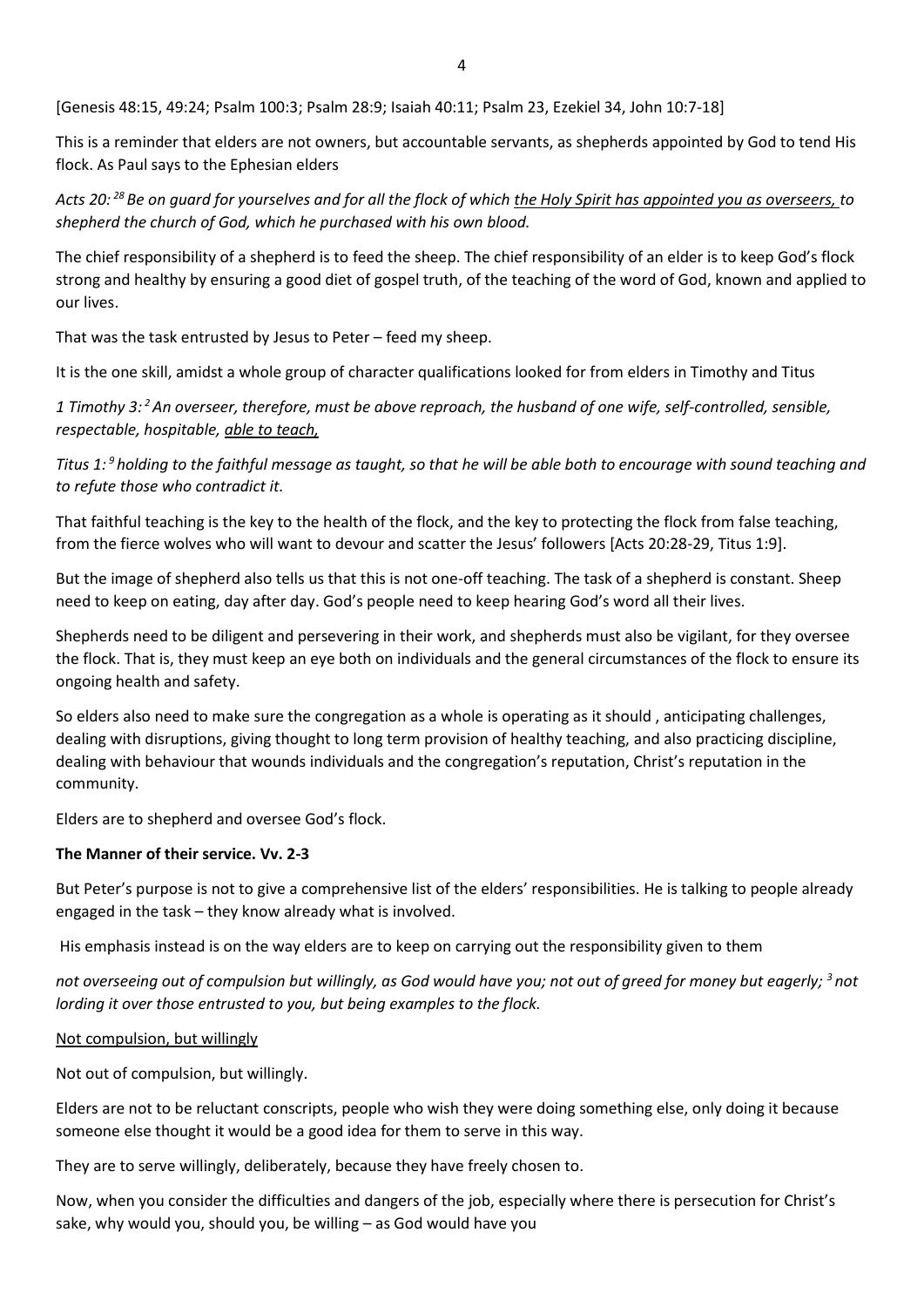[Genesis 48:15, 49:24; Psalm 100:3; Psalm 28:9; Isaiah 40:11; Psalm 23, Ezekiel 34, John 10:7-18]

This is a reminder that elders are not owners, but accountable servants, as shepherds appointed by God to tend His flock. As Paul says to the Ephesian elders

*Acts 20: [28] Be on guard for yourselves and for all the flock of which <u>the Holy Spirit has appointed you as overseers,</u> to shepherd the church of God, which he purchased with his own blood.*

The chief responsibility of a shepherd is to feed the sheep. The chief responsibility of an elder is to keep God's flock strong and healthy by ensuring a good diet of gospel truth, of the teaching of the word of God, known and applied to our lives.

That was the task entrusted by Jesus to Peter – feed my sheep.

It is the one skill, amidst a whole group of character qualifications looked for from elders in Timothy and Titus

*1 Timothy 3: [2] An overseer, therefore, must be above reproach, the husband of one wife, self-controlled, sensible, respectable, hospitable, <u>able to teach,</u>*

*Titus 1: [9] holding to the faithful message as taught, so that he will be able both to encourage with sound teaching and to refute those who contradict it.*

That faithful teaching is the key to the health of the flock, and the key to protecting the flock from false teaching, from the fierce wolves who will want to devour and scatter the Jesus' followers [Acts 20:28-29, Titus 1:9].

But the image of shepherd also tells us that this is not one-off teaching. The task of a shepherd is constant. Sheep need to keep on eating, day after day. God's people need to keep hearing God's word all their lives.

Shepherds need to be diligent and persevering in their work, and shepherds must also be vigilant, for they oversee the flock. That is, they must keep an eye both on individuals and the general circumstances of the flock to ensure its ongoing health and safety.

So elders also need to make sure the congregation as a whole is operating as it should , anticipating challenges, dealing with disruptions, giving thought to long term provision of healthy teaching, and also practicing discipline, dealing with behaviour that wounds individuals and the congregation's reputation, Christ's reputation in the community.

Elders are to shepherd and oversee God's flock.

**The Manner of their service. Vv. 2-3**

But Peter's purpose is not to give a comprehensive list of the elders' responsibilities. He is talking to people already engaged in the task – they know already what is involved.

His emphasis instead is on the way elders are to keep on carrying out the responsibility given to them

*not overseeing out of compulsion but willingly, as God would have you; not out of greed for money but eagerly; [3] not lording it over those entrusted to you, but being examples to the flock.*

<u>Not compulsion, but willingly</u>

Not out of compulsion, but willingly.

Elders are not to be reluctant conscripts, people who wish they were doing something else, only doing it because someone else thought it would be a good idea for them to serve in this way.

They are to serve willingly, deliberately, because they have freely chosen to.

Now, when you consider the difficulties and dangers of the job, especially where there is persecution for Christ's sake, why would you, should you, be willing – as God would have you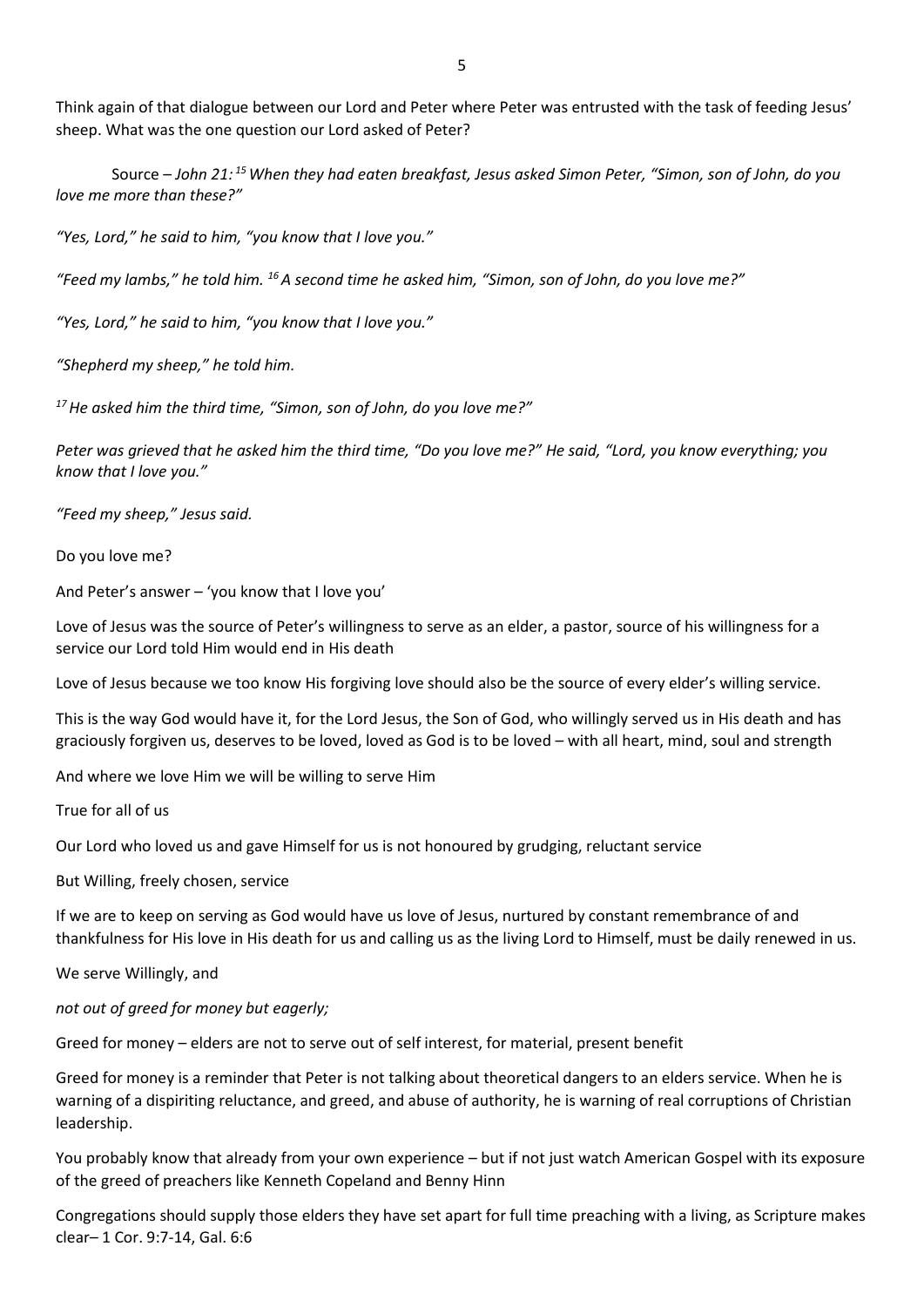Think again of that dialogue between our Lord and Peter where Peter was entrusted with the task of feeding Jesus' sheep. What was the one question our Lord asked of Peter?

Source – *John 21:*[15] *When they had eaten breakfast, Jesus asked Simon Peter, "Simon, son of John, do you love me more than these?"*

*"Yes, Lord," he said to him, "you know that I love you."*

*"Feed my lambs," he told him.*[16] *A second time he asked him, "Simon, son of John, do you love me?"*

*"Yes, Lord," he said to him, "you know that I love you."*

*"Shepherd my sheep," he told him.*

[17] *He asked him the third time, "Simon, son of John, do you love me?"*

*Peter was grieved that he asked him the third time, "Do you love me?" He said, "Lord, you know everything; you know that I love you."*

*"Feed my sheep," Jesus said.*

Do you love me?

And Peter's answer – 'you know that I love you'

Love of Jesus was the source of Peter's willingness to serve as an elder, a pastor, source of his willingness for a service our Lord told Him would end in His death

Love of Jesus because we too know His forgiving love should also be the source of every elder's willing service.

This is the way God would have it, for the Lord Jesus, the Son of God, who willingly served us in His death and has graciously forgiven us, deserves to be loved, loved as God is to be loved – with all heart, mind, soul and strength

And where we love Him we will be willing to serve Him

True for all of us

Our Lord who loved us and gave Himself for us is not honoured by grudging, reluctant service

But Willing, freely chosen, service

If we are to keep on serving as God would have us love of Jesus, nurtured by constant remembrance of and thankfulness for His love in His death for us and calling us as the living Lord to Himself, must be daily renewed in us.

We serve Willingly, and

*not out of greed for money but eagerly;*

Greed for money – elders are not to serve out of self interest, for material, present benefit

Greed for money is a reminder that Peter is not talking about theoretical dangers to an elders service. When he is warning of a dispiriting reluctance, and greed, and abuse of authority, he is warning of real corruptions of Christian leadership.

You probably know that already from your own experience – but if not just watch American Gospel with its exposure of the greed of preachers like Kenneth Copeland and Benny Hinn

Congregations should supply those elders they have set apart for full time preaching with a living, as Scripture makes clear– 1 Cor. 9:7-14, Gal. 6:6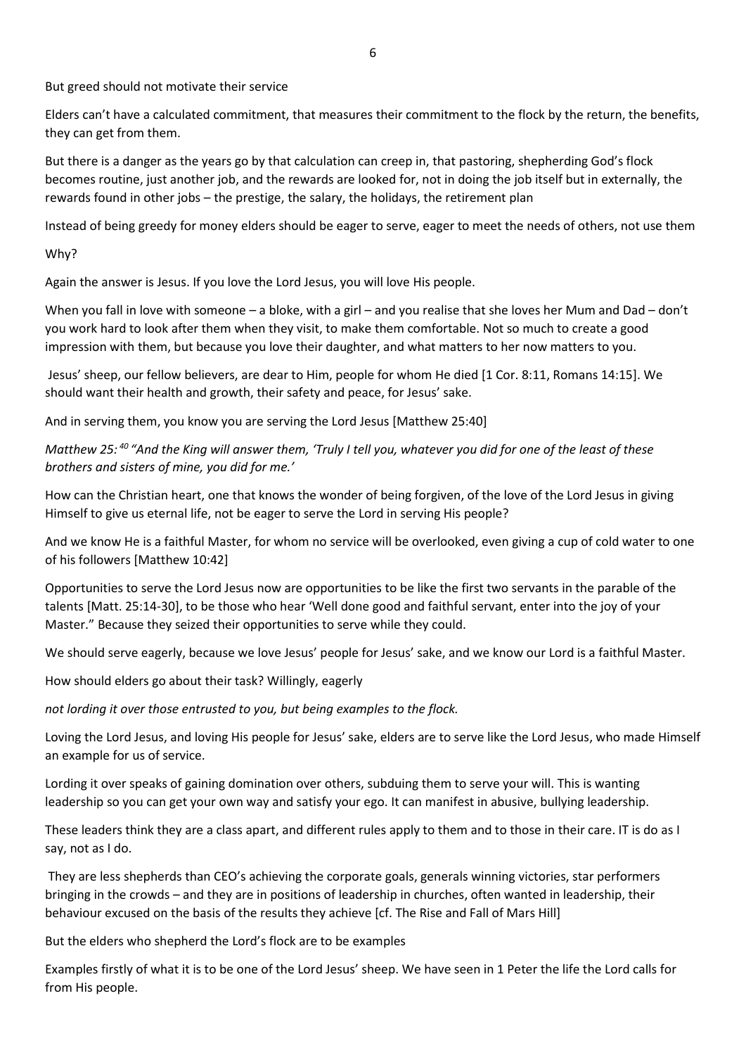But greed should not motivate their service

Elders can't have a calculated commitment, that measures their commitment to the flock by the return, the benefits, they can get from them.

But there is a danger as the years go by that calculation can creep in, that pastoring, shepherding God's flock becomes routine, just another job, and the rewards are looked for, not in doing the job itself but in externally, the rewards found in other jobs – the prestige, the salary, the holidays, the retirement plan

Instead of being greedy for money elders should be eager to serve, eager to meet the needs of others, not use them

Why?

Again the answer is Jesus. If you love the Lord Jesus, you will love His people.

When you fall in love with someone – a bloke, with a girl – and you realise that she loves her Mum and Dad – don't you work hard to look after them when they visit, to make them comfortable. Not so much to create a good impression with them, but because you love their daughter, and what matters to her now matters to you.

Jesus' sheep, our fellow believers, are dear to Him, people for whom He died [1 Cor. 8:11, Romans 14:15]. We should want their health and growth, their safety and peace, for Jesus' sake.

And in serving them, you know you are serving the Lord Jesus [Matthew 25:40]

*Matthew 25: [40] "And the King will answer them, 'Truly I tell you, whatever you did for one of the least of these brothers and sisters of mine, you did for me.'*

How can the Christian heart, one that knows the wonder of being forgiven, of the love of the Lord Jesus in giving Himself to give us eternal life, not be eager to serve the Lord in serving His people?

And we know He is a faithful Master, for whom no service will be overlooked, even giving a cup of cold water to one of his followers [Matthew 10:42]

Opportunities to serve the Lord Jesus now are opportunities to be like the first two servants in the parable of the talents [Matt. 25:14-30], to be those who hear 'Well done good and faithful servant, enter into the joy of your Master." Because they seized their opportunities to serve while they could.

We should serve eagerly, because we love Jesus' people for Jesus' sake, and we know our Lord is a faithful Master.

How should elders go about their task? Willingly, eagerly

*not lording it over those entrusted to you, but being examples to the flock.*

Loving the Lord Jesus, and loving His people for Jesus' sake, elders are to serve like the Lord Jesus, who made Himself an example for us of service.

Lording it over speaks of gaining domination over others, subduing them to serve your will. This is wanting leadership so you can get your own way and satisfy your ego. It can manifest in abusive, bullying leadership.

These leaders think they are a class apart, and different rules apply to them and to those in their care. IT is do as I say, not as I do.

They are less shepherds than CEO's achieving the corporate goals, generals winning victories, star performers bringing in the crowds – and they are in positions of leadership in churches, often wanted in leadership, their behaviour excused on the basis of the results they achieve [cf. The Rise and Fall of Mars Hill]

But the elders who shepherd the Lord's flock are to be examples

Examples firstly of what it is to be one of the Lord Jesus' sheep. We have seen in 1 Peter the life the Lord calls for from His people.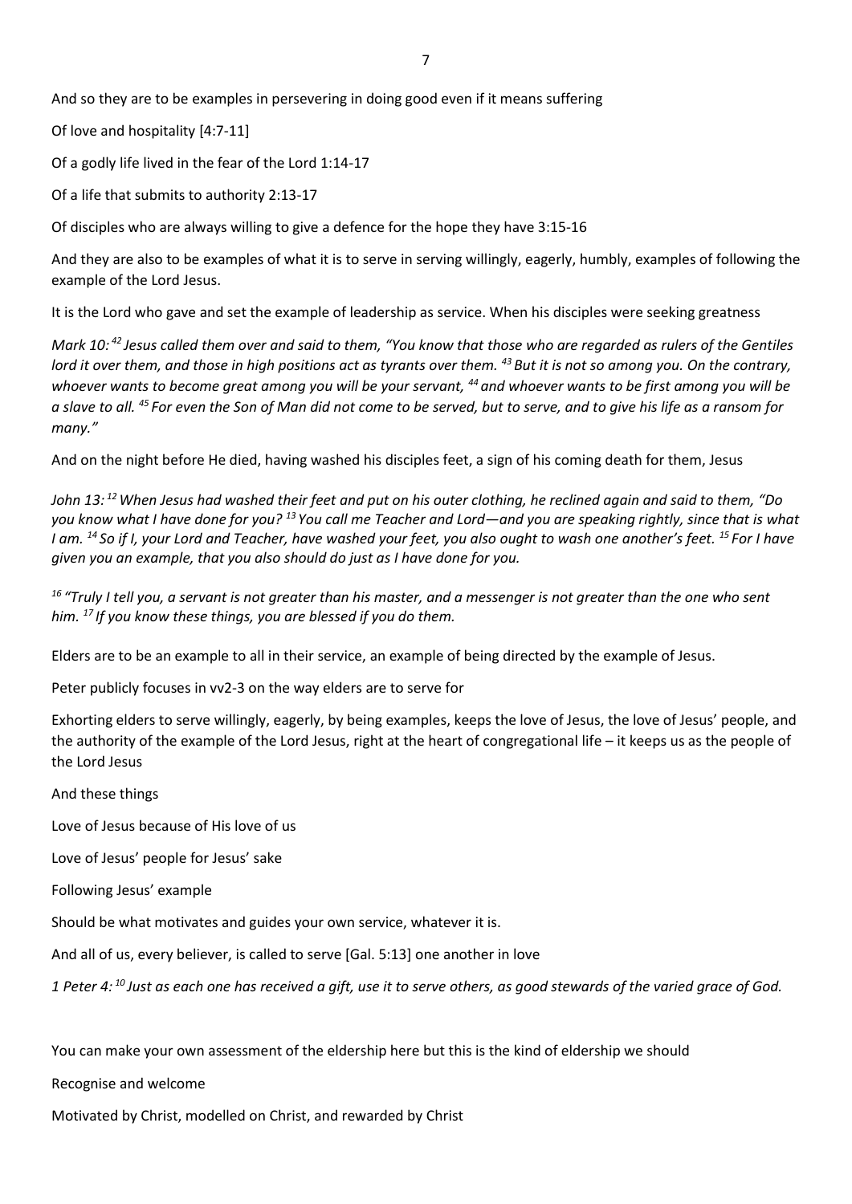And so they are to be examples in persevering in doing good even if it means suffering

Of love and hospitality [4:7-11]

Of a godly life lived in the fear of the Lord 1:14-17

Of a life that submits to authority 2:13-17

Of disciples who are always willing to give a defence for the hope they have 3:15-16

And they are also to be examples of what it is to serve in serving willingly, eagerly, humbly, examples of following the example of the Lord Jesus.

It is the Lord who gave and set the example of leadership as service. When his disciples were seeking greatness

*Mark 10: [42] Jesus called them over and said to them, "You know that those who are regarded as rulers of the Gentiles lord it over them, and those in high positions act as tyrants over them. [43] But it is not so among you. On the contrary, whoever wants to become great among you will be your servant, [44] and whoever wants to be first among you will be a slave to all. [45] For even the Son of Man did not come to be served, but to serve, and to give his life as a ransom for many."*

And on the night before He died, having washed his disciples feet, a sign of his coming death for them, Jesus

*John 13: [12] When Jesus had washed their feet and put on his outer clothing, he reclined again and said to them, "Do you know what I have done for you? [13] You call me Teacher and Lord—and you are speaking rightly, since that is what I am. [14] So if I, your Lord and Teacher, have washed your feet, you also ought to wash one another's feet. [15] For I have given you an example, that you also should do just as I have done for you.*

*[16] "Truly I tell you, a servant is not greater than his master, and a messenger is not greater than the one who sent him. [17] If you know these things, you are blessed if you do them.*

Elders are to be an example to all in their service, an example of being directed by the example of Jesus.

Peter publicly focuses in vv2-3 on the way elders are to serve for

Exhorting elders to serve willingly, eagerly, by being examples, keeps the love of Jesus, the love of Jesus' people, and the authority of the example of the Lord Jesus, right at the heart of congregational life – it keeps us as the people of the Lord Jesus

And these things

Love of Jesus because of His love of us

Love of Jesus' people for Jesus' sake

Following Jesus' example

Should be what motivates and guides your own service, whatever it is.

And all of us, every believer, is called to serve [Gal. 5:13] one another in love

*1 Peter 4: [10] Just as each one has received a gift, use it to serve others, as good stewards of the varied grace of God.*

You can make your own assessment of the eldership here but this is the kind of eldership we should

Recognise and welcome

Motivated by Christ, modelled on Christ, and rewarded by Christ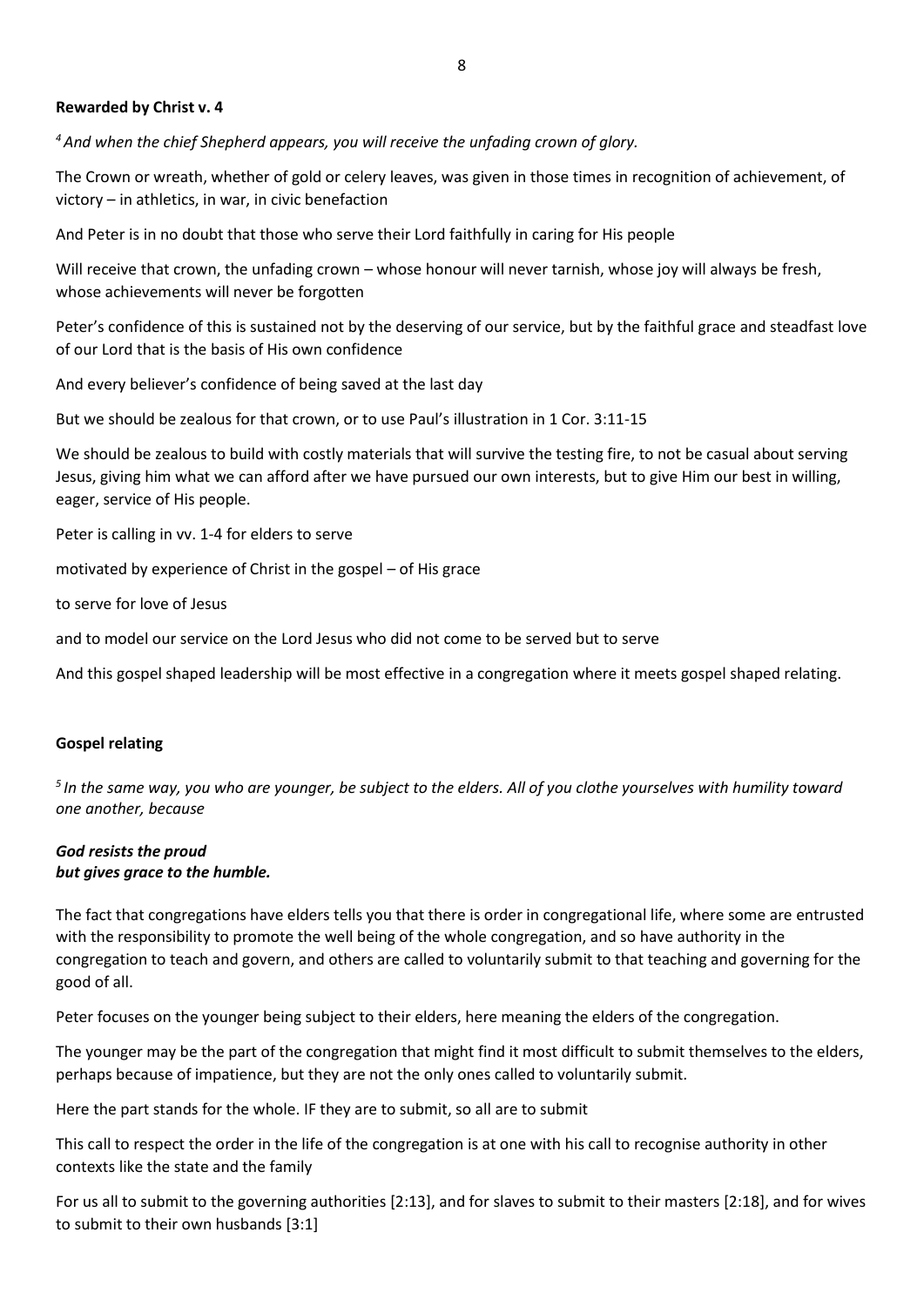**Rewarded by Christ v. 4**

*[4] And when the chief Shepherd appears, you will receive the unfading crown of glory.*

The Crown or wreath, whether of gold or celery leaves, was given in those times in recognition of achievement, of victory – in athletics, in war, in civic benefaction

And Peter is in no doubt that those who serve their Lord faithfully in caring for His people

Will receive that crown, the unfading crown – whose honour will never tarnish, whose joy will always be fresh, whose achievements will never be forgotten

Peter's confidence of this is sustained not by the deserving of our service, but by the faithful grace and steadfast love of our Lord that is the basis of His own confidence

And every believer's confidence of being saved at the last day

But we should be zealous for that crown, or to use Paul's illustration in 1 Cor. 3:11-15

We should be zealous to build with costly materials that will survive the testing fire, to not be casual about serving Jesus, giving him what we can afford after we have pursued our own interests, but to give Him our best in willing, eager, service of His people.

Peter is calling in vv. 1-4 for elders to serve

motivated by experience of Christ in the gospel – of His grace

to serve for love of Jesus

and to model our service on the Lord Jesus who did not come to be served but to serve

And this gospel shaped leadership will be most effective in a congregation where it meets gospel shaped relating.

**Gospel relating**

*[5] In the same way, you who are younger, be subject to the elders. All of you clothe yourselves with humility toward one another, because*

***God resists the proud***
***but gives grace to the humble.***

The fact that congregations have elders tells you that there is order in congregational life, where some are entrusted with the responsibility to promote the well being of the whole congregation, and so have authority in the congregation to teach and govern, and others are called to voluntarily submit to that teaching and governing for the good of all.

Peter focuses on the younger being subject to their elders, here meaning the elders of the congregation.

The younger may be the part of the congregation that might find it most difficult to submit themselves to the elders, perhaps because of impatience, but they are not the only ones called to voluntarily submit.

Here the part stands for the whole. IF they are to submit, so all are to submit

This call to respect the order in the life of the congregation is at one with his call to recognise authority in other contexts like the state and the family

For us all to submit to the governing authorities [2:13], and for slaves to submit to their masters [2:18], and for wives to submit to their own husbands [3:1]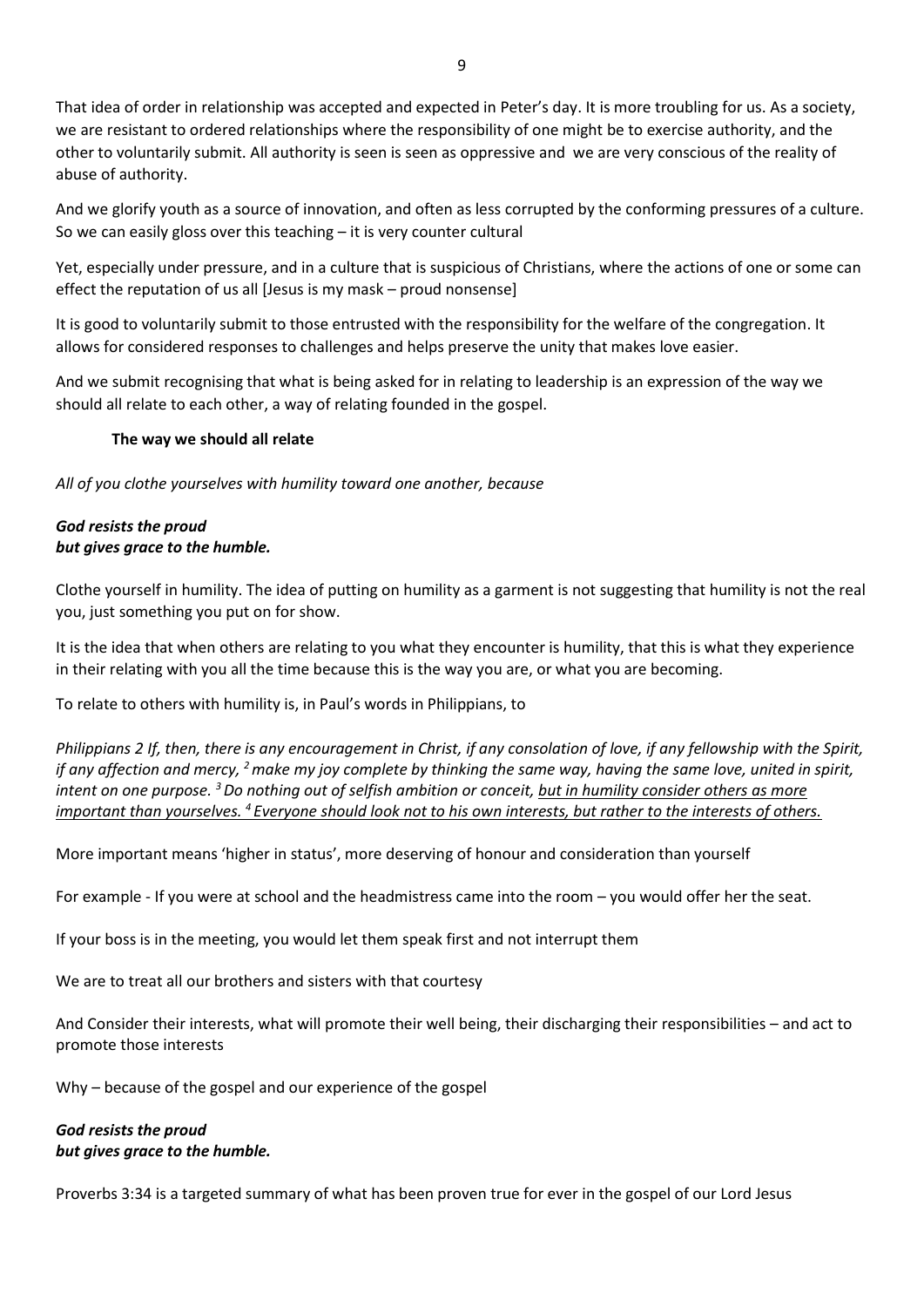That idea of order in relationship was accepted and expected in Peter's day. It is more troubling for us. As a society, we are resistant to ordered relationships where the responsibility of one might be to exercise authority, and the other to voluntarily submit. All authority is seen is seen as oppressive and we are very conscious of the reality of abuse of authority.

And we glorify youth as a source of innovation, and often as less corrupted by the conforming pressures of a culture. So we can easily gloss over this teaching – it is very counter cultural

Yet, especially under pressure, and in a culture that is suspicious of Christians, where the actions of one or some can effect the reputation of us all [Jesus is my mask – proud nonsense]

It is good to voluntarily submit to those entrusted with the responsibility for the welfare of the congregation. It allows for considered responses to challenges and helps preserve the unity that makes love easier.

And we submit recognising that what is being asked for in relating to leadership is an expression of the way we should all relate to each other, a way of relating founded in the gospel.

**The way we should all relate**

*All of you clothe yourselves with humility toward one another, because*

***God resists the proud***
***but gives grace to the humble.***

Clothe yourself in humility. The idea of putting on humility as a garment is not suggesting that humility is not the real you, just something you put on for show.

It is the idea that when others are relating to you what they encounter is humility, that this is what they experience in their relating with you all the time because this is the way you are, or what you are becoming.

To relate to others with humility is, in Paul's words in Philippians, to

*Philippians 2 If, then, there is any encouragement in Christ, if any consolation of love, if any fellowship with the Spirit, if any affection and mercy, [2] make my joy complete by thinking the same way, having the same love, united in spirit, intent on one purpose. [3] Do nothing out of selfish ambition or conceit, <u>but in humility consider others as more important than yourselves. [4] Everyone should look not to his own interests, but rather to the interests of others.</u>*

More important means 'higher in status', more deserving of honour and consideration than yourself

For example - If you were at school and the headmistress came into the room – you would offer her the seat.

If your boss is in the meeting, you would let them speak first and not interrupt them

We are to treat all our brothers and sisters with that courtesy

And Consider their interests, what will promote their well being, their discharging their responsibilities – and act to promote those interests

Why – because of the gospel and our experience of the gospel

***God resists the proud***
***but gives grace to the humble.***

Proverbs 3:34 is a targeted summary of what has been proven true for ever in the gospel of our Lord Jesus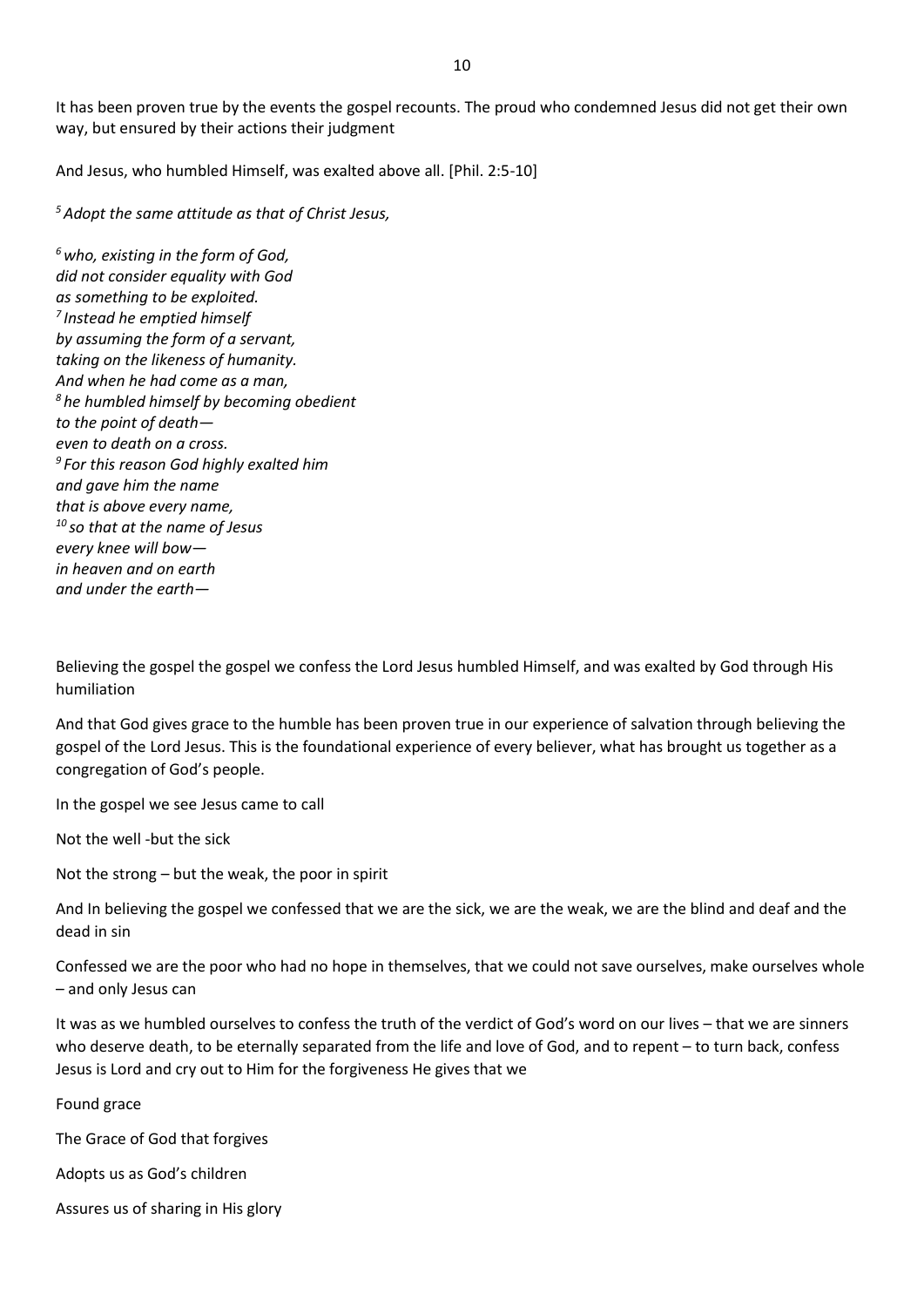It has been proven true by the events the gospel recounts. The proud who condemned Jesus did not get their own way, but ensured by their actions their judgment

And Jesus, who humbled Himself, was exalted above all. [Phil. 2:5-10]

*5 Adopt the same attitude as that of Christ Jesus,*

*6 who, existing in the form of God,*
*did not consider equality with God*
*as something to be exploited.*
*7 Instead he emptied himself*
*by assuming the form of a servant,*
*taking on the likeness of humanity.*
*And when he had come as a man,*
*8 he humbled himself by becoming obedient*
*to the point of death—*
*even to death on a cross.*
*9 For this reason God highly exalted him*
*and gave him the name*
*that is above every name,*
*10 so that at the name of Jesus*
*every knee will bow—*
*in heaven and on earth*
*and under the earth—*

Believing the gospel the gospel we confess the Lord Jesus humbled Himself, and was exalted by God through His humiliation

And that God gives grace to the humble has been proven true in our experience of salvation through believing the gospel of the Lord Jesus. This is the foundational experience of every believer, what has brought us together as a congregation of God's people.

In the gospel we see Jesus came to call

Not the well -but the sick

Not the strong – but the weak, the poor in spirit

And In believing the gospel we confessed that we are the sick, we are the weak, we are the blind and deaf and the dead in sin

Confessed we are the poor who had no hope in themselves, that we could not save ourselves, make ourselves whole – and only Jesus can

It was as we humbled ourselves to confess the truth of the verdict of God's word on our lives – that we are sinners who deserve death, to be eternally separated from the life and love of God, and to repent – to turn back, confess Jesus is Lord and cry out to Him for the forgiveness He gives that we

Found grace

The Grace of God that forgives

Adopts us as God's children

Assures us of sharing in His glory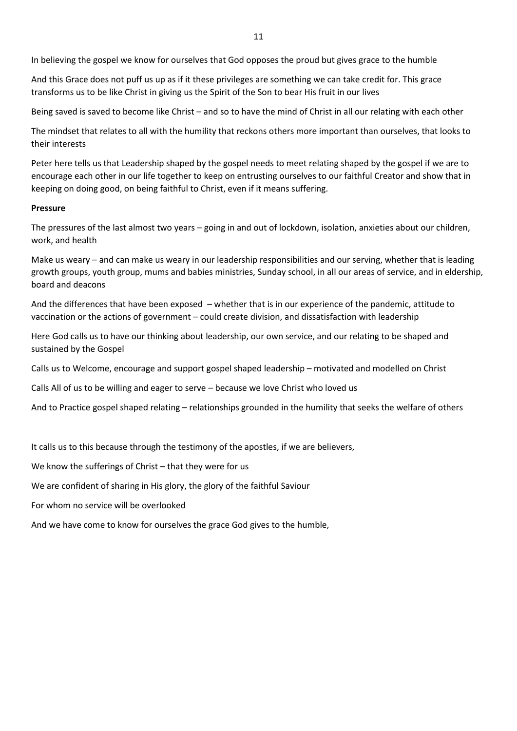In believing the gospel we know for ourselves that God opposes the proud but gives grace to the humble

And this Grace does not puff us up as if it these privileges are something we can take credit for. This grace transforms us to be like Christ in giving us the Spirit of the Son to bear His fruit in our lives

Being saved is saved to become like Christ – and so to have the mind of Christ in all our relating with each other

The mindset that relates to all with the humility that reckons others more important than ourselves, that looks to their interests

Peter here tells us that Leadership shaped by the gospel needs to meet relating shaped by the gospel if we are to encourage each other in our life together to keep on entrusting ourselves to our faithful Creator and show that in keeping on doing good, on being faithful to Christ, even if it means suffering.

**Pressure**

The pressures of the last almost two years – going in and out of lockdown, isolation, anxieties about our children, work, and health

Make us weary – and can make us weary in our leadership responsibilities and our serving, whether that is leading growth groups, youth group, mums and babies ministries, Sunday school, in all our areas of service, and in eldership, board and deacons

And the differences that have been exposed – whether that is in our experience of the pandemic, attitude to vaccination or the actions of government – could create division, and dissatisfaction with leadership

Here God calls us to have our thinking about leadership, our own service, and our relating to be shaped and sustained by the Gospel

Calls us to Welcome, encourage and support gospel shaped leadership – motivated and modelled on Christ

Calls All of us to be willing and eager to serve – because we love Christ who loved us

And to Practice gospel shaped relating – relationships grounded in the humility that seeks the welfare of others

It calls us to this because through the testimony of the apostles, if we are believers,

We know the sufferings of Christ – that they were for us

We are confident of sharing in His glory, the glory of the faithful Saviour

For whom no service will be overlooked

And we have come to know for ourselves the grace God gives to the humble,